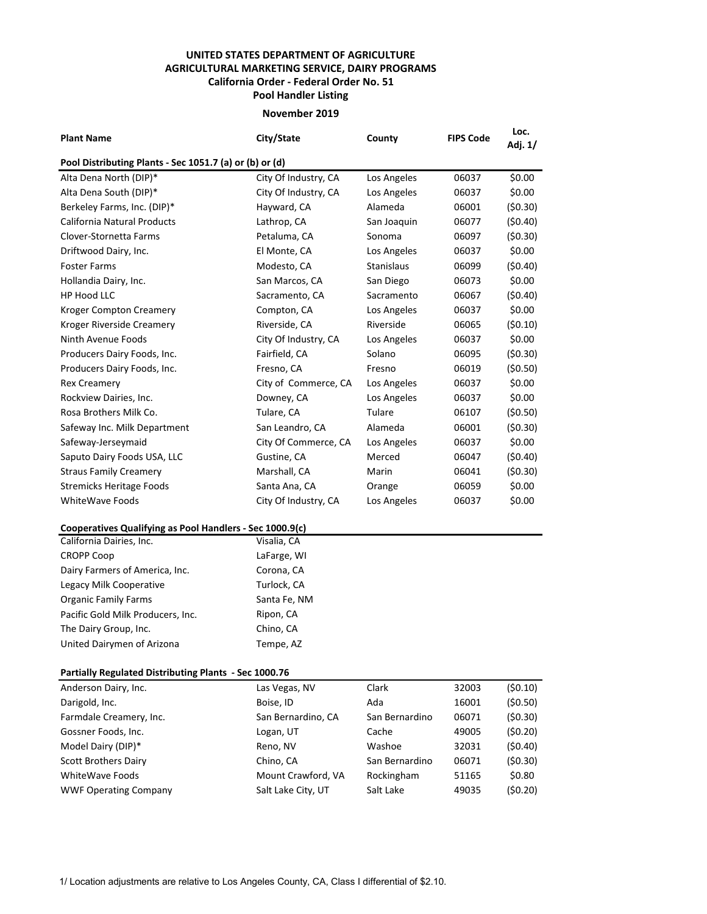**UNITED STATES DEPARTMENT OF AGRICULTURE**
**AGRICULTURAL MARKETING SERVICE, DAIRY PROGRAMS**
**California Order - Federal Order No. 51**
**Pool Handler Listing**

**November 2019**

| Plant Name | City/State | County | FIPS Code | Loc. Adj. 1/ |
|---|---|---|---|---|
| **Pool Distributing Plants - Sec 1051.7 (a) or (b) or (d)** | | | | |
| Alta Dena North (DIP)* | City Of Industry, CA | Los Angeles | 06037 | $0.00 |
| Alta Dena South (DIP)* | City Of Industry, CA | Los Angeles | 06037 | $0.00 |
| Berkeley Farms, Inc. (DIP)* | Hayward, CA | Alameda | 06001 | ($0.30) |
| California Natural Products | Lathrop, CA | San Joaquin | 06077 | ($0.40) |
| Clover-Stornetta Farms | Petaluma, CA | Sonoma | 06097 | ($0.30) |
| Driftwood Dairy, Inc. | El Monte, CA | Los Angeles | 06037 | $0.00 |
| Foster Farms | Modesto, CA | Stanislaus | 06099 | ($0.40) |
| Hollandia Dairy, Inc. | San Marcos, CA | San Diego | 06073 | $0.00 |
| HP Hood LLC | Sacramento, CA | Sacramento | 06067 | ($0.40) |
| Kroger Compton Creamery | Compton, CA | Los Angeles | 06037 | $0.00 |
| Kroger Riverside Creamery | Riverside, CA | Riverside | 06065 | ($0.10) |
| Ninth Avenue Foods | City Of Industry, CA | Los Angeles | 06037 | $0.00 |
| Producers Dairy Foods, Inc. | Fairfield, CA | Solano | 06095 | ($0.30) |
| Producers Dairy Foods, Inc. | Fresno, CA | Fresno | 06019 | ($0.50) |
| Rex Creamery | City of Commerce, CA | Los Angeles | 06037 | $0.00 |
| Rockview Dairies, Inc. | Downey, CA | Los Angeles | 06037 | $0.00 |
| Rosa Brothers Milk Co. | Tulare, CA | Tulare | 06107 | ($0.50) |
| Safeway Inc. Milk Department | San Leandro, CA | Alameda | 06001 | ($0.30) |
| Safeway-Jerseymaid | City Of Commerce, CA | Los Angeles | 06037 | $0.00 |
| Saputo Dairy Foods USA, LLC | Gustine, CA | Merced | 06047 | ($0.40) |
| Straus Family Creamery | Marshall, CA | Marin | 06041 | ($0.30) |
| Stremicks Heritage Foods | Santa Ana, CA | Orange | 06059 | $0.00 |
| WhiteWave Foods | City Of Industry, CA | Los Angeles | 06037 | $0.00 |
| **Cooperatives Qualifying as Pool Handlers - Sec 1000.9(c)** | | | | |
| California Dairies, Inc. | Visalia, CA | | | |
| CROPP Coop | LaFarge, WI | | | |
| Dairy Farmers of America, Inc. | Corona, CA | | | |
| Legacy Milk Cooperative | Turlock, CA | | | |
| Organic Family Farms | Santa Fe, NM | | | |
| Pacific Gold Milk Producers, Inc. | Ripon, CA | | | |
| The Dairy Group, Inc. | Chino, CA | | | |
| United Dairymen of Arizona | Tempe, AZ | | | |
| **Partially Regulated Distributing Plants - Sec 1000.76** | | | | |
| Anderson Dairy, Inc. | Las Vegas, NV | Clark | 32003 | ($0.10) |
| Darigold, Inc. | Boise, ID | Ada | 16001 | ($0.50) |
| Farmdale Creamery, Inc. | San Bernardino, CA | San Bernardino | 06071 | ($0.30) |
| Gossner Foods, Inc. | Logan, UT | Cache | 49005 | ($0.20) |
| Model Dairy (DIP)* | Reno, NV | Washoe | 32031 | ($0.40) |
| Scott Brothers Dairy | Chino, CA | San Bernardino | 06071 | ($0.30) |
| WhiteWave Foods | Mount Crawford, VA | Rockingham | 51165 | $0.80 |
| WWF Operating Company | Salt Lake City, UT | Salt Lake | 49035 | ($0.20) |

1/ Location adjustments are relative to Los Angeles County, CA, Class I differential of $2.10.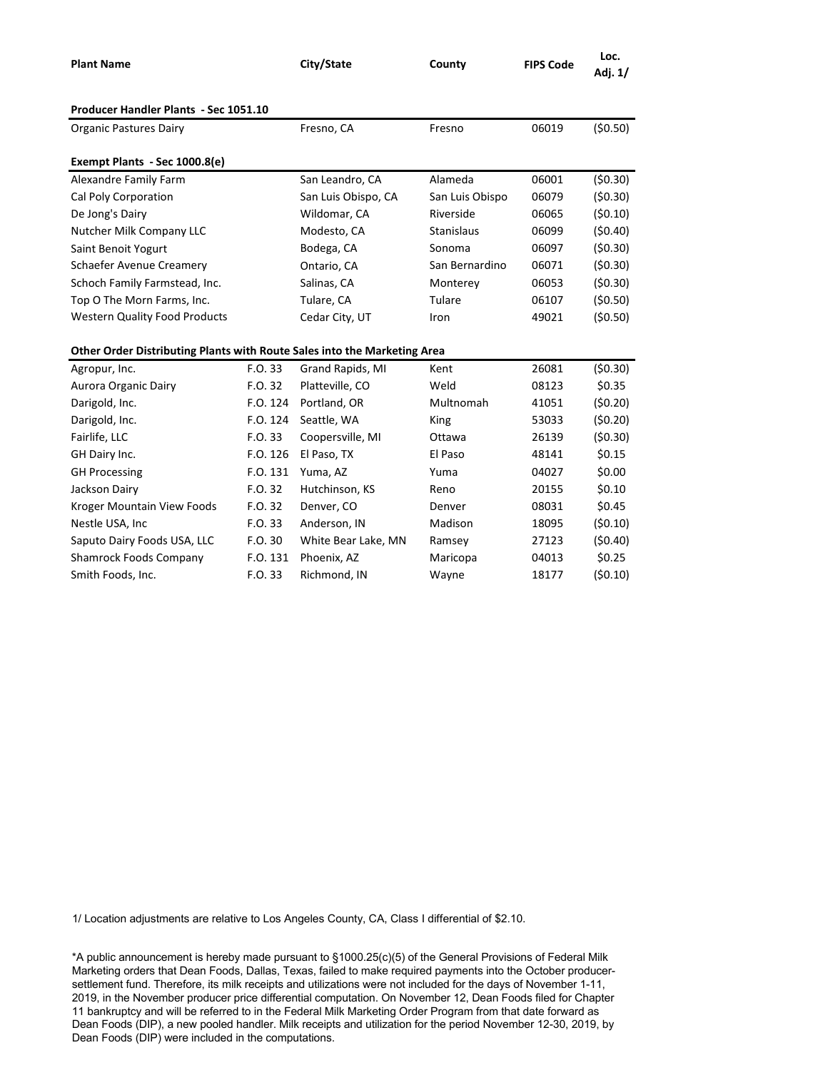| Plant Name | | City/State | County | FIPS Code | Loc. Adj. 1/ |
|---|---|---|---|---|---|
| **Producer Handler Plants - Sec 1051.10** | | | | | |
| Organic Pastures Dairy | | Fresno, CA | Fresno | 06019 | ($0.50) |
| **Exempt Plants - Sec 1000.8(e)** | | | | | |
| Alexandre Family Farm | | San Leandro, CA | Alameda | 06001 | ($0.30) |
| Cal Poly Corporation | | San Luis Obispo, CA | San Luis Obispo | 06079 | ($0.30) |
| De Jong's Dairy | | Wildomar, CA | Riverside | 06065 | ($0.10) |
| Nutcher Milk Company LLC | | Modesto, CA | Stanislaus | 06099 | ($0.40) |
| Saint Benoit Yogurt | | Bodega, CA | Sonoma | 06097 | ($0.30) |
| Schaefer Avenue Creamery | | Ontario, CA | San Bernardino | 06071 | ($0.30) |
| Schoch Family Farmstead, Inc. | | Salinas, CA | Monterey | 06053 | ($0.30) |
| Top O The Morn Farms, Inc. | | Tulare, CA | Tulare | 06107 | ($0.50) |
| Western Quality Food Products | | Cedar City, UT | Iron | 49021 | ($0.50) |
| **Other Order Distributing Plants with Route Sales into the Marketing Area** | | | | | |
| Agropur, Inc. | F.O. 33 | Grand Rapids, MI | Kent | 26081 | ($0.30) |
| Aurora Organic Dairy | F.O. 32 | Platteville, CO | Weld | 08123 | $0.35 |
| Darigold, Inc. | F.O. 124 | Portland, OR | Multnomah | 41051 | ($0.20) |
| Darigold, Inc. | F.O. 124 | Seattle, WA | King | 53033 | ($0.20) |
| Fairlife, LLC | F.O. 33 | Coopersville, MI | Ottawa | 26139 | ($0.30) |
| GH Dairy Inc. | F.O. 126 | El Paso, TX | El Paso | 48141 | $0.15 |
| GH Processing | F.O. 131 | Yuma, AZ | Yuma | 04027 | $0.00 |
| Jackson Dairy | F.O. 32 | Hutchinson, KS | Reno | 20155 | $0.10 |
| Kroger Mountain View Foods | F.O. 32 | Denver, CO | Denver | 08031 | $0.45 |
| Nestle USA, Inc | F.O. 33 | Anderson, IN | Madison | 18095 | ($0.10) |
| Saputo Dairy Foods USA, LLC | F.O. 30 | White Bear Lake, MN | Ramsey | 27123 | ($0.40) |
| Shamrock Foods Company | F.O. 131 | Phoenix, AZ | Maricopa | 04013 | $0.25 |
| Smith Foods, Inc. | F.O. 33 | Richmond, IN | Wayne | 18177 | ($0.10) |

1/ Location adjustments are relative to Los Angeles County, CA, Class I differential of $2.10.

*A public announcement is hereby made pursuant to §1000.25(c)(5) of the General Provisions of Federal Milk Marketing orders that Dean Foods, Dallas, Texas, failed to make required payments into the October producer-settlement fund. Therefore, its milk receipts and utilizations were not included for the days of November 1-11, 2019, in the November producer price differential computation. On November 12, Dean Foods filed for Chapter 11 bankruptcy and will be referred to in the Federal Milk Marketing Order Program from that date forward as Dean Foods (DIP), a new pooled handler. Milk receipts and utilization for the period November 12-30, 2019, by Dean Foods (DIP) were included in the computations.